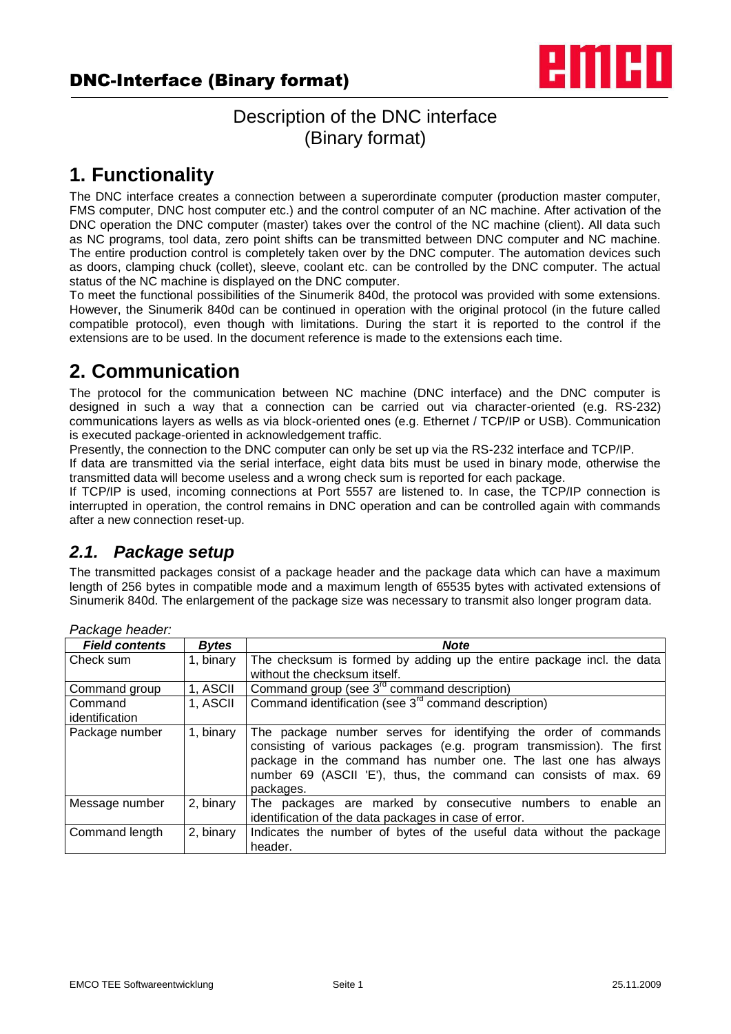# Description of the DNC interface (Binary format)

## 1. Functionality

The DNC interface creates a connection between a superordinate computer (production master computer, FMS computer, DNC host computer etc.) and the control computer of an NC machine. After activation of the DNC operation the DNC computer (master) takes over the control of the NC machine (client). All data such as NC programs, tool data, zero point shifts can be transmitted between DNC computer and NC machine. The entire production control is completely taken over by the DNC computer. The automation devices such as doors, clamping chuck (collet), sleeve, coolant etc. can be controlled by the DNC computer. The actual status of the NC machine is displayed on the DNC computer.

To meet the functional possibilities of the Sinumerik 840d, the protocol was provided with some extensions. However, the Sinumerik 840d can be continued in operation with the original protocol (in the future called compatible protocol), even though with limitations. During the start it is reported to the control if the extensions are to be used. In the document reference is made to the extensions each time.

## 2. Communication

The protocol for the communication between NC machine (DNC interface) and the DNC computer is designed in such a way that a connection can be carried out via character-oriented (e.g. RS-232) communications layers as wells as via block-oriented ones (e.g. Ethernet / TCP/IP or USB). Communication is executed package-oriented in acknowledgement traffic.

Presently, the connection to the DNC computer can only be set up via the RS-232 interface and TCP/IP.

If data are transmitted via the serial interface, eight data bits must be used in binary mode, otherwise the transmitted data will become useless and a wrong check sum is reported for each package.

If TCP/IP is used, incoming connections at Port 5557 are listened to. In case, the TCP/IP connection is interrupted in operation, the control remains in DNC operation and can be controlled again with commands after a new connection reset-up.

### *2.1. Package setup*

The transmitted packages consist of a package header and the package data which can have a maximum length of 256 bytes in compatible mode and a maximum length of 65535 bytes with activated extensions of Sinumerik 840d. The enlargement of the package size was necessary to transmit also longer program data.

*Package header:*

| ***Field contents*** | ***Bytes*** | ***Note*** |
|---|---|---|
| Check sum | 1, binary | The checksum is formed by adding up the entire package incl. the data without the checksum itself. |
| Command group | 1, ASCII | Command group (see 3rd command description) |
| Command identification | 1, ASCII | Command identification (see 3rd command description) |
| Package number | 1, binary | The package number serves for identifying the order of commands consisting of various packages (e.g. program transmission). The first package in the command has number one. The last one has always number 69 (ASCII 'E'), thus, the command can consists of max. 69 packages. |
| Message number | 2, binary | The packages are marked by consecutive numbers to enable an identification of the data packages in case of error. |
| Command length | 2, binary | Indicates the number of bytes of the useful data without the package header. |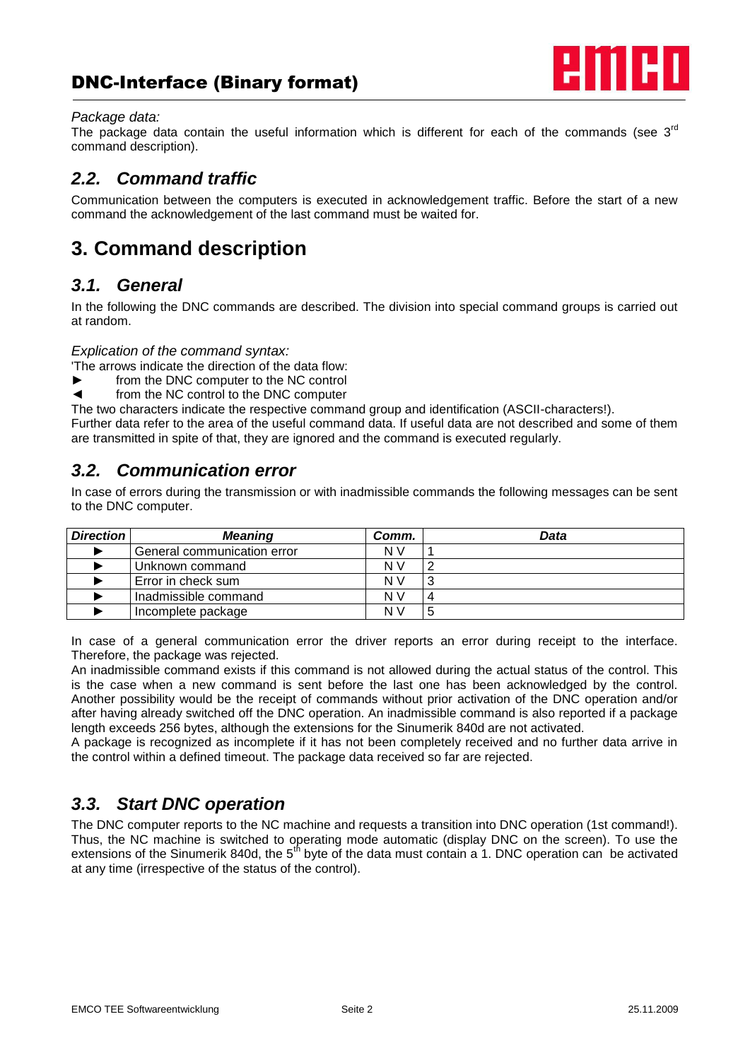*Package data:*
The package data contain the useful information which is different for each of the commands (see 3rd command description).

## *2.2. Command traffic*

Communication between the computers is executed in acknowledgement traffic. Before the start of a new command the acknowledgement of the last command must be waited for.

# 3. Command description

## *3.1. General*

In the following the DNC commands are described. The division into special command groups is carried out at random.

*Explication of the command syntax:*
'The arrows indicate the direction of the data flow:
► from the DNC computer to the NC control
◄ from the NC control to the DNC computer
The two characters indicate the respective command group and identification (ASCII-characters!).
Further data refer to the area of the useful command data. If useful data are not described and some of them are transmitted in spite of that, they are ignored and the command is executed regularly.

## *3.2. Communication error*

In case of errors during the transmission or with inadmissible commands the following messages can be sent to the DNC computer.

| *Direction* | *Meaning* | *Comm.* | *Data* |
|---|---|---|---|
| ► | General communication error | N V | 1 |
| ► | Unknown command | N V | 2 |
| ► | Error in check sum | N V | 3 |
| ► | Inadmissible command | N V | 4 |
| ► | Incomplete package | N V | 5 |

In case of a general communication error the driver reports an error during receipt to the interface. Therefore, the package was rejected.
An inadmissible command exists if this command is not allowed during the actual status of the control. This is the case when a new command is sent before the last one has been acknowledged by the control. Another possibility would be the receipt of commands without prior activation of the DNC operation and/or after having already switched off the DNC operation. An inadmissible command is also reported if a package length exceeds 256 bytes, although the extensions for the Sinumerik 840d are not activated.
A package is recognized as incomplete if it has not been completely received and no further data arrive in the control within a defined timeout. The package data received so far are rejected.

## *3.3. Start DNC operation*

The DNC computer reports to the NC machine and requests a transition into DNC operation (1st command!). Thus, the NC machine is switched to operating mode automatic (display DNC on the screen). To use the extensions of the Sinumerik 840d, the 5th byte of the data must contain a 1. DNC operation can be activated at any time (irrespective of the status of the control).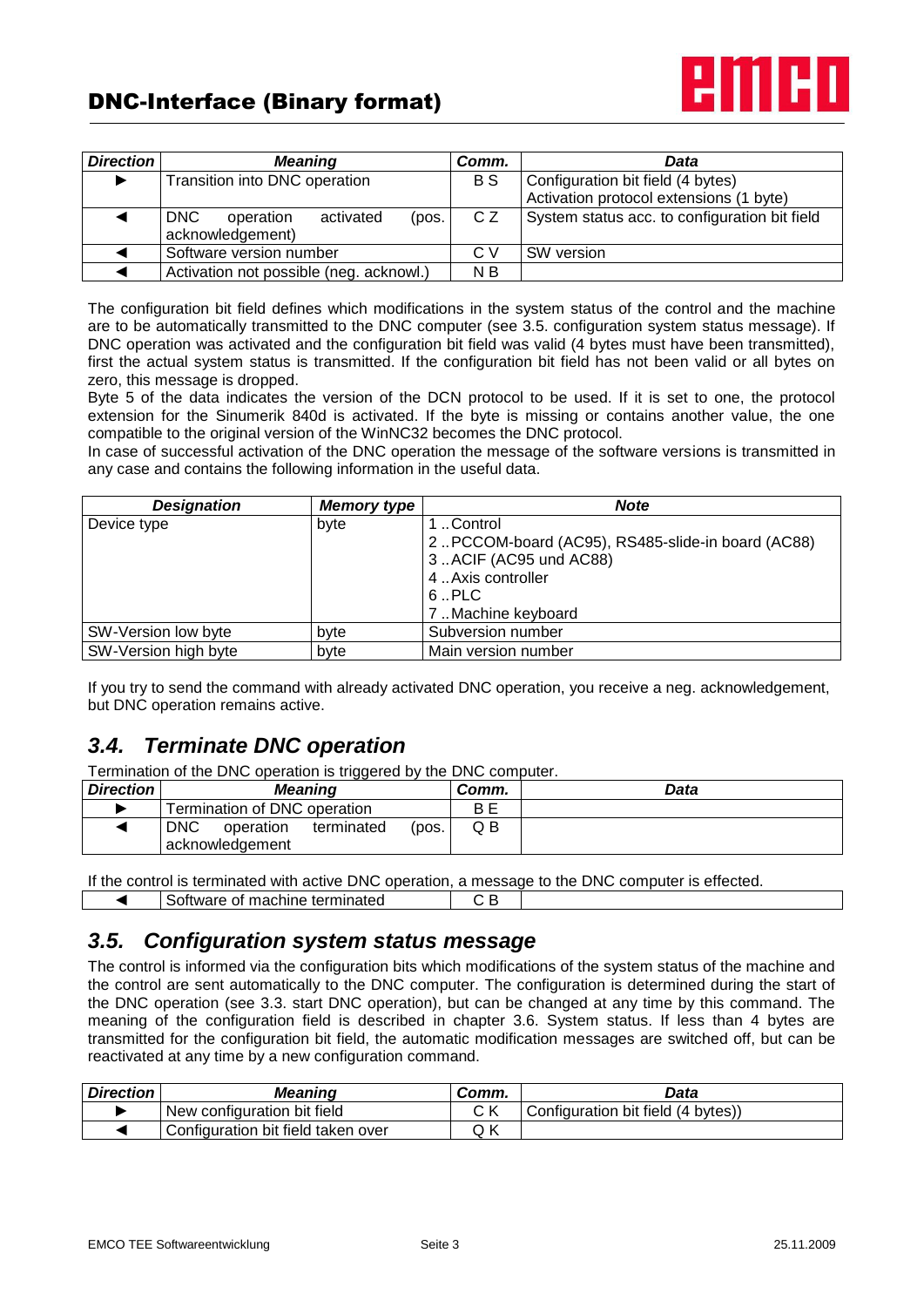| *Direction* | *Meaning* | *Comm.* | *Data* |
|---|---|---|---|
| ► | Transition into DNC operation | B S | Configuration bit field (4 bytes)<br>Activation protocol extensions (1 byte) |
| ◄ | DNC operation activated (pos. acknowledgement) | C Z | System status acc. to configuration bit field |
| ◄ | Software version number | C V | SW version |
| ◄ | Activation not possible (neg. acknowl.) | N B | |

The configuration bit field defines which modifications in the system status of the control and the machine are to be automatically transmitted to the DNC computer (see 3.5. configuration system status message). If DNC operation was activated and the configuration bit field was valid (4 bytes must have been transmitted), first the actual system status is transmitted. If the configuration bit field has not been valid or all bytes on zero, this message is dropped.

Byte 5 of the data indicates the version of the DCN protocol to be used. If it is set to one, the protocol extension for the Sinumerik 840d is activated. If the byte is missing or contains another value, the one compatible to the original version of the WinNC32 becomes the DNC protocol.

In case of successful activation of the DNC operation the message of the software versions is transmitted in any case and contains the following information in the useful data.

| *Designation* | *Memory type* | *Note* |
|---|---|---|
| Device type | byte | 1 .. Control<br>2 .. PCCOM-board (AC95), RS485-slide-in board (AC88)<br>3 .. ACIF (AC95 und AC88)<br>4 .. Axis controller<br>6 .. PLC<br>7 .. Machine keyboard |
| SW-Version low byte | byte | Subversion number |
| SW-Version high byte | byte | Main version number |

If you try to send the command with already activated DNC operation, you receive a neg. acknowledgement, but DNC operation remains active.

## *3.4. Terminate DNC operation*

Termination of the DNC operation is triggered by the DNC computer.

| *Direction* | *Meaning* | *Comm.* | *Data* |
|---|---|---|---|
| ► | Termination of DNC operation | B E | |
| ◄ | DNC operation terminated (pos. acknowledgement | Q B | |

If the control is terminated with active DNC operation, a message to the DNC computer is effected.

| | | | |
|---|---|---|---|
| ◄ | Software of machine terminated | C B | |

## *3.5. Configuration system status message*

The control is informed via the configuration bits which modifications of the system status of the machine and the control are sent automatically to the DNC computer. The configuration is determined during the start of the DNC operation (see 3.3. start DNC operation), but can be changed at any time by this command. The meaning of the configuration field is described in chapter 3.6. System status. If less than 4 bytes are transmitted for the configuration bit field, the automatic modification messages are switched off, but can be reactivated at any time by a new configuration command.

| *Direction* | *Meaning* | *Comm.* | *Data* |
|---|---|---|---|
| ► | New configuration bit field | C K | Configuration bit field (4 bytes)) |
| ◄ | Configuration bit field taken over | Q K | |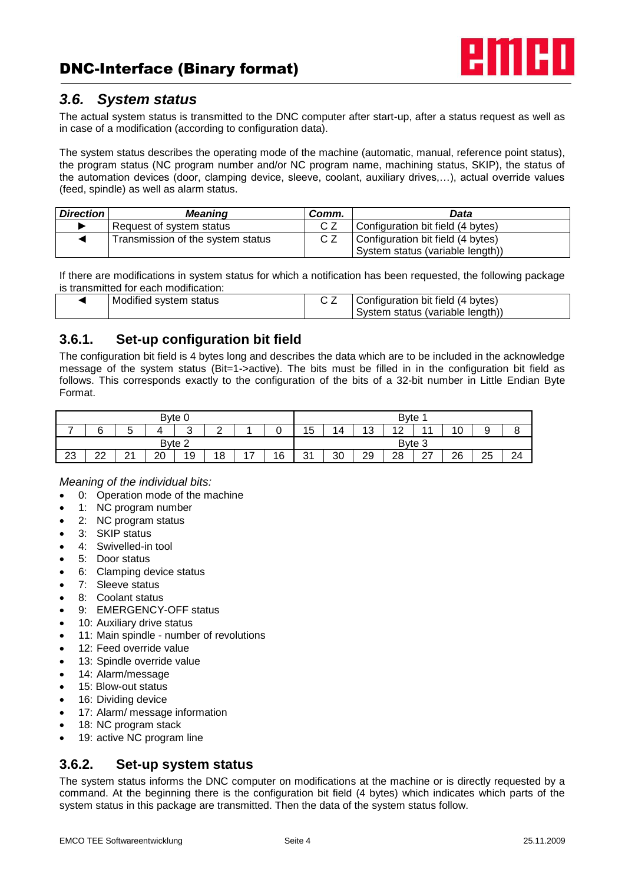## 3.6. System status

The actual system status is transmitted to the DNC computer after start-up, after a status request as well as in case of a modification (according to configuration data).

The system status describes the operating mode of the machine (automatic, manual, reference point status), the program status (NC program number and/or NC program name, machining status, SKIP), the status of the automation devices (door, clamping device, sleeve, coolant, auxiliary drives,…), actual override values (feed, spindle) as well as alarm status.

| *Direction* | *Meaning* | *Comm.* | *Data* |
|---|---|---|---|
| ► | Request of system status | C Z | Configuration bit field (4 bytes) |
| ◄ | Transmission of the system status | C Z | Configuration bit field (4 bytes)<br>System status (variable length)) |

If there are modifications in system status for which a notification has been requested, the following package is transmitted for each modification:

| | | | |
|---|---|---|---|
| ◄ | Modified system status | C Z | Configuration bit field (4 bytes)<br>System status (variable length)) |

### 3.6.1. Set-up configuration bit field

The configuration bit field is 4 bytes long and describes the data which are to be included in the acknowledge message of the system status (Bit=1->active). The bits must be filled in in the configuration bit field as follows. This corresponds exactly to the configuration of the bits of a 32-bit number in Little Endian Byte Format.

| Byte 0 | | | | | | | | Byte 1 | | | | | | | |
|---|---|---|---|---|---|---|---|---|---|---|---|---|---|---|---|
| 7 | 6 | 5 | 4 | 3 | 2 | 1 | 0 | 15 | 14 | 13 | 12 | 11 | 10 | 9 | 8 |
| Byte 2 | | | | | | | | Byte 3 | | | | | | | |
| 23 | 22 | 21 | 20 | 19 | 18 | 17 | 16 | 31 | 30 | 29 | 28 | 27 | 26 | 25 | 24 |

*Meaning of the individual bits:*

- 0: Operation mode of the machine
- 1: NC program number
- 2: NC program status
- 3: SKIP status
- 4: Swivelled-in tool
- 5: Door status
- 6: Clamping device status
- 7: Sleeve status
- 8: Coolant status
- 9: EMERGENCY-OFF status
- 10: Auxiliary drive status
- 11: Main spindle - number of revolutions
- 12: Feed override value
- 13: Spindle override value
- 14: Alarm/message
- 15: Blow-out status
- 16: Dividing device
- 17: Alarm/ message information
- 18: NC program stack
- 19: active NC program line

### 3.6.2. Set-up system status

The system status informs the DNC computer on modifications at the machine or is directly requested by a command. At the beginning there is the configuration bit field (4 bytes) which indicates which parts of the system status in this package are transmitted. Then the data of the system status follow.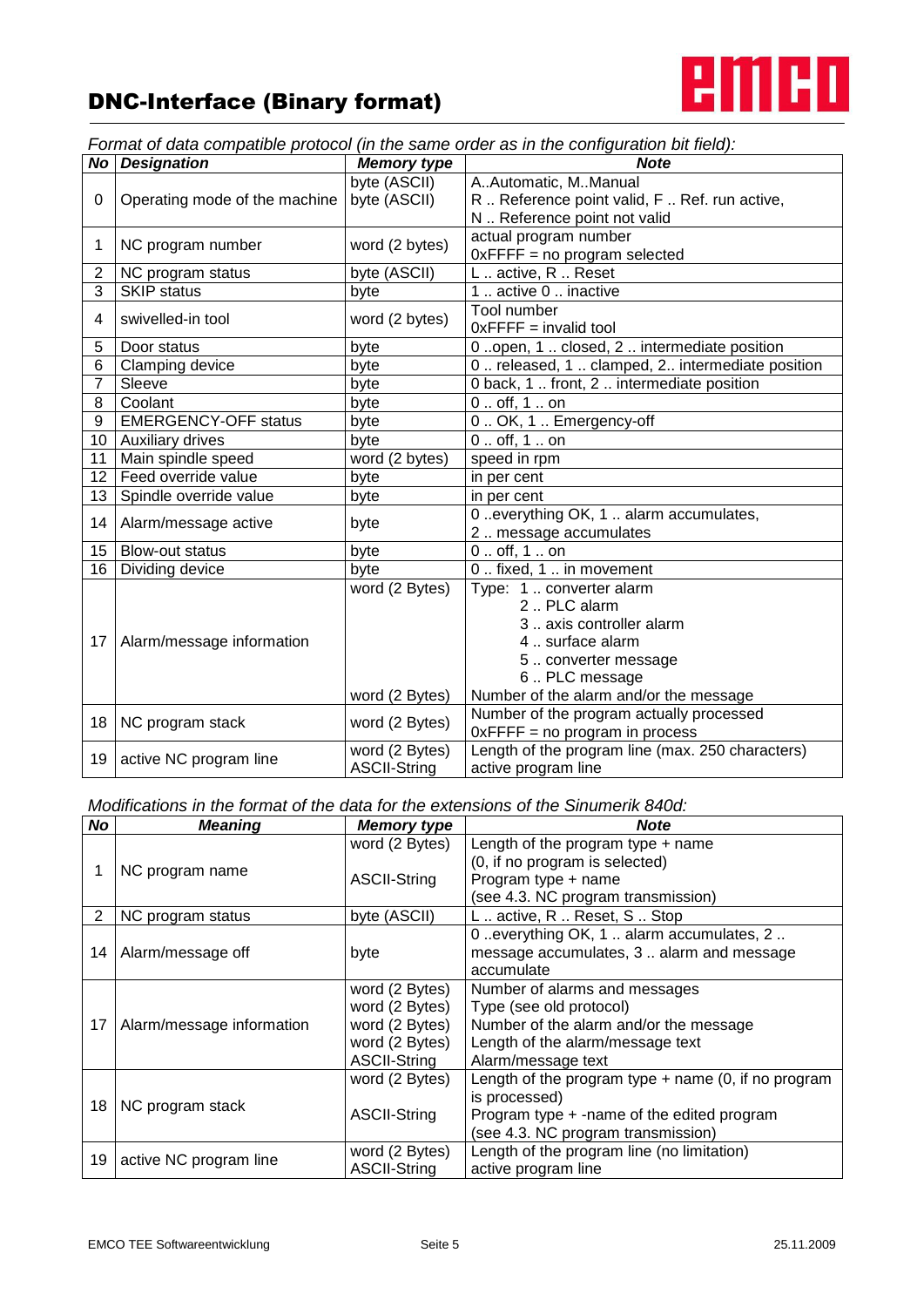# DNC-Interface (Binary format)

*Format of data compatible protocol (in the same order as in the configuration bit field):*

| No | Designation | Memory type | Note |
|---|---|---|---|
| 0 | Operating mode of the machine | byte (ASCII)<br>byte (ASCII) | A..Automatic, M..Manual<br>R .. Reference point valid, F .. Ref. run active,<br>N .. Reference point not valid |
| 1 | NC program number | word (2 bytes) | actual program number<br>0xFFFF = no program selected |
| 2 | NC program status | byte (ASCII) | L .. active, R .. Reset |
| 3 | SKIP status | byte | 1 .. active 0 .. inactive |
| 4 | swivelled-in tool | word (2 bytes) | Tool number<br>0xFFFF = invalid tool |
| 5 | Door status | byte | 0 ..open, 1 .. closed, 2 .. intermediate position |
| 6 | Clamping device | byte | 0 .. released, 1 .. clamped, 2.. intermediate position |
| 7 | Sleeve | byte | 0 back, 1 .. front, 2 .. intermediate position |
| 8 | Coolant | byte | 0 .. off, 1 .. on |
| 9 | EMERGENCY-OFF status | byte | 0 .. OK, 1 .. Emergency-off |
| 10 | Auxiliary drives | byte | 0 .. off, 1 .. on |
| 11 | Main spindle speed | word (2 bytes) | speed in rpm |
| 12 | Feed override value | byte | in per cent |
| 13 | Spindle override value | byte | in per cent |
| 14 | Alarm/message active | byte | 0 ..everything OK, 1 .. alarm accumulates,<br>2 .. message accumulates |
| 15 | Blow-out status | byte | 0 .. off, 1 .. on |
| 16 | Dividing device | byte | 0 .. fixed, 1 .. in movement |
| 17 | Alarm/message information | word (2 Bytes)<br><br><br><br><br><br>word (2 Bytes) | Type: 1 .. converter alarm<br>2 .. PLC alarm<br>3 .. axis controller alarm<br>4 .. surface alarm<br>5 .. converter message<br>6 .. PLC message<br>Number of the alarm and/or the message |
| 18 | NC program stack | word (2 Bytes) | Number of the program actually processed<br>0xFFFF = no program in process |
| 19 | active NC program line | word (2 Bytes)<br>ASCII-String | Length of the program line (max. 250 characters)<br>active program line |

*Modifications in the format of the data for the extensions of the Sinumerik 840d:*

| No | Meaning | Memory type | Note |
|---|---|---|---|
| 1 | NC program name | word (2 Bytes)<br><br>ASCII-String | Length of the program type + name<br>(0, if no program is selected)<br>Program type + name<br>(see 4.3. NC program transmission) |
| 2 | NC program status | byte (ASCII) | L .. active, R .. Reset, S .. Stop |
| 14 | Alarm/message off | byte | 0 ..everything OK, 1 .. alarm accumulates, 2 .. message accumulates, 3 .. alarm and message accumulate |
| 17 | Alarm/message information | word (2 Bytes)<br>word (2 Bytes)<br>word (2 Bytes)<br>word (2 Bytes)<br>ASCII-String | Number of alarms and messages<br>Type (see old protocol)<br>Number of the alarm and/or the message<br>Length of the alarm/message text<br>Alarm/message text |
| 18 | NC program stack | word (2 Bytes)<br><br>ASCII-String | Length of the program type + name (0, if no program is processed)<br>Program type + -name of the edited program<br>(see 4.3. NC program transmission) |
| 19 | active NC program line | word (2 Bytes)<br>ASCII-String | Length of the program line (no limitation)<br>active program line |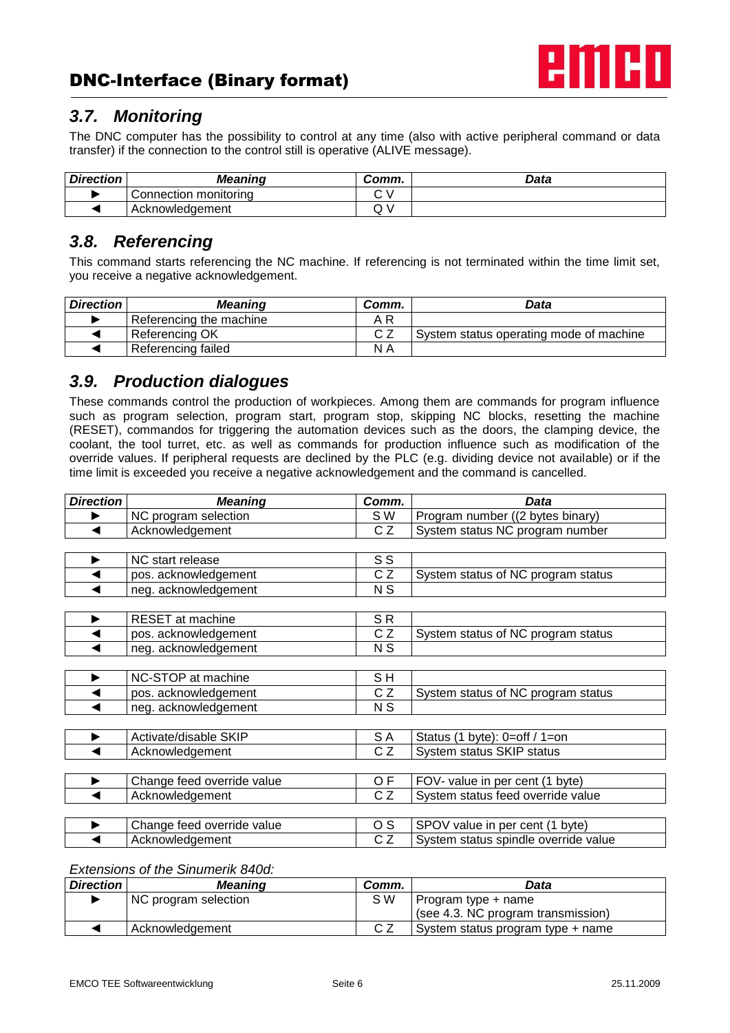## 3.7. Monitoring

The DNC computer has the possibility to control at any time (also with active peripheral command or data transfer) if the connection to the control still is operative (ALIVE message).

| *Direction* | *Meaning* | *Comm.* | *Data* |
|---|---|---|---|
| ► | Connection monitoring | C V | |
| ◄ | Acknowledgement | Q V | |

## 3.8. Referencing

This command starts referencing the NC machine. If referencing is not terminated within the time limit set, you receive a negative acknowledgement.

| *Direction* | *Meaning* | *Comm.* | *Data* |
|---|---|---|---|
| ► | Referencing the machine | A R | |
| ◄ | Referencing OK | C Z | System status operating mode of machine |
| ◄ | Referencing failed | N A | |

## 3.9. Production dialogues

These commands control the production of workpieces. Among them are commands for program influence such as program selection, program start, program stop, skipping NC blocks, resetting the machine (RESET), commandos for triggering the automation devices such as the doors, the clamping device, the coolant, the tool turret, etc. as well as commands for production influence such as modification of the override values. If peripheral requests are declined by the PLC (e.g. dividing device not available) or if the time limit is exceeded you receive a negative acknowledgement and the command is cancelled.

| *Direction* | *Meaning* | *Comm.* | *Data* |
|---|---|---|---|
| ► | NC program selection | S W | Program number ((2 bytes binary) |
| ◄ | Acknowledgement | C Z | System status NC program number |

| *Direction* | *Meaning* | *Comm.* | *Data* |
|---|---|---|---|
| ► | NC start release | S S | |
| ◄ | pos. acknowledgement | C Z | System status of NC program status |
| ◄ | neg. acknowledgement | N S | |

| *Direction* | *Meaning* | *Comm.* | *Data* |
|---|---|---|---|
| ► | RESET at machine | S R | |
| ◄ | pos. acknowledgement | C Z | System status of NC program status |
| ◄ | neg. acknowledgement | N S | |

| *Direction* | *Meaning* | *Comm.* | *Data* |
|---|---|---|---|
| ► | NC-STOP at machine | S H | |
| ◄ | pos. acknowledgement | C Z | System status of NC program status |
| ◄ | neg. acknowledgement | N S | |

| *Direction* | *Meaning* | *Comm.* | *Data* |
|---|---|---|---|
| ► | Activate/disable SKIP | S A | Status (1 byte): 0=off / 1=on |
| ◄ | Acknowledgement | C Z | System status SKIP status |

| *Direction* | *Meaning* | *Comm.* | *Data* |
|---|---|---|---|
| ► | Change feed override value | O F | FOV- value in per cent (1 byte) |
| ◄ | Acknowledgement | C Z | System status feed override value |

| *Direction* | *Meaning* | *Comm.* | *Data* |
|---|---|---|---|
| ► | Change feed override value | O S | SPOV value in per cent (1 byte) |
| ◄ | Acknowledgement | C Z | System status spindle override value |

*Extensions of the Sinumerik 840d:*

| *Direction* | *Meaning* | *Comm.* | *Data* |
|---|---|---|---|
| ► | NC program selection | S W | Program type + name (see 4.3. NC program transmission) |
| ◄ | Acknowledgement | C Z | System status program type + name |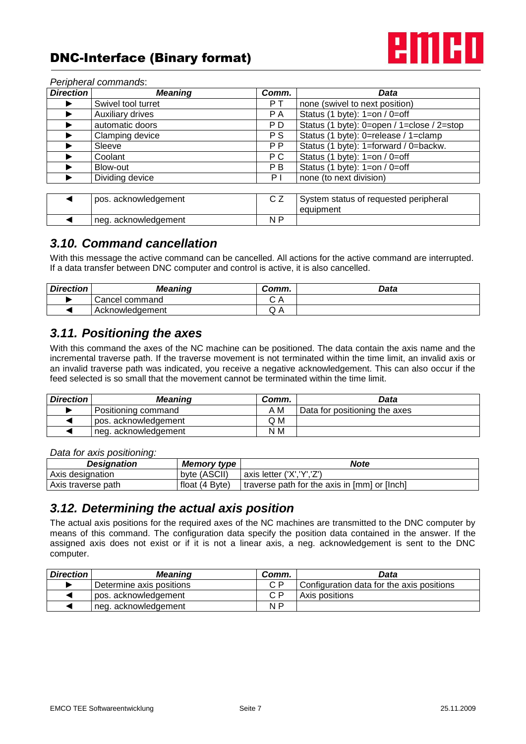*Peripheral commands*:

| *Direction* | *Meaning* | *Comm.* | *Data* |
|---|---|---|---|
| ► | Swivel tool turret | P T | none (swivel to next position) |
| ► | Auxiliary drives | P A | Status (1 byte): 1=on / 0=off |
| ► | automatic doors | P D | Status (1 byte): 0=open / 1=close / 2=stop |
| ► | Clamping device | P S | Status (1 byte): 0=release / 1=clamp |
| ► | Sleeve | P P | Status (1 byte): 1=forward / 0=backw. |
| ► | Coolant | P C | Status (1 byte): 1=on / 0=off |
| ► | Blow-out | P B | Status (1 byte): 1=on / 0=off |
| ► | Dividing device | P I | none (to next division) |

| | | | |
|---|---|---|---|
| ◄ | pos. acknowledgement | C Z | System status of requested peripheral equipment |
| ◄ | neg. acknowledgement | N P | |

## *3.10. Command cancellation*

With this message the active command can be cancelled. All actions for the active command are interrupted. If a data transfer between DNC computer and control is active, it is also cancelled.

| *Direction* | *Meaning* | *Comm.* | *Data* |
|---|---|---|---|
| ► | Cancel command | C A | |
| ◄ | Acknowledgement | Q A | |

## *3.11. Positioning the axes*

With this command the axes of the NC machine can be positioned. The data contain the axis name and the incremental traverse path. If the traverse movement is not terminated within the time limit, an invalid axis or an invalid traverse path was indicated, you receive a negative acknowledgement. This can also occur if the feed selected is so small that the movement cannot be terminated within the time limit.

| *Direction* | *Meaning* | *Comm.* | *Data* |
|---|---|---|---|
| ► | Positioning command | A M | Data for positioning the axes |
| ◄ | pos. acknowledgement | Q M | |
| ◄ | neg. acknowledgement | N M | |

*Data for axis positioning:*

| *Designation* | *Memory type* | *Note* |
|---|---|---|
| Axis designation | byte (ASCII) | axis letter ('X','Y','Z') |
| Axis traverse path | float (4 Byte) | traverse path for the axis in [mm] or [Inch] |

## *3.12. Determining the actual axis position*

The actual axis positions for the required axes of the NC machines are transmitted to the DNC computer by means of this command. The configuration data specify the position data contained in the answer. If the assigned axis does not exist or if it is not a linear axis, a neg. acknowledgement is sent to the DNC computer.

| *Direction* | *Meaning* | *Comm.* | *Data* |
|---|---|---|---|
| ► | Determine axis positions | C P | Configuration data for the axis positions |
| ◄ | pos. acknowledgement | C P | Axis positions |
| ◄ | neg. acknowledgement | N P | |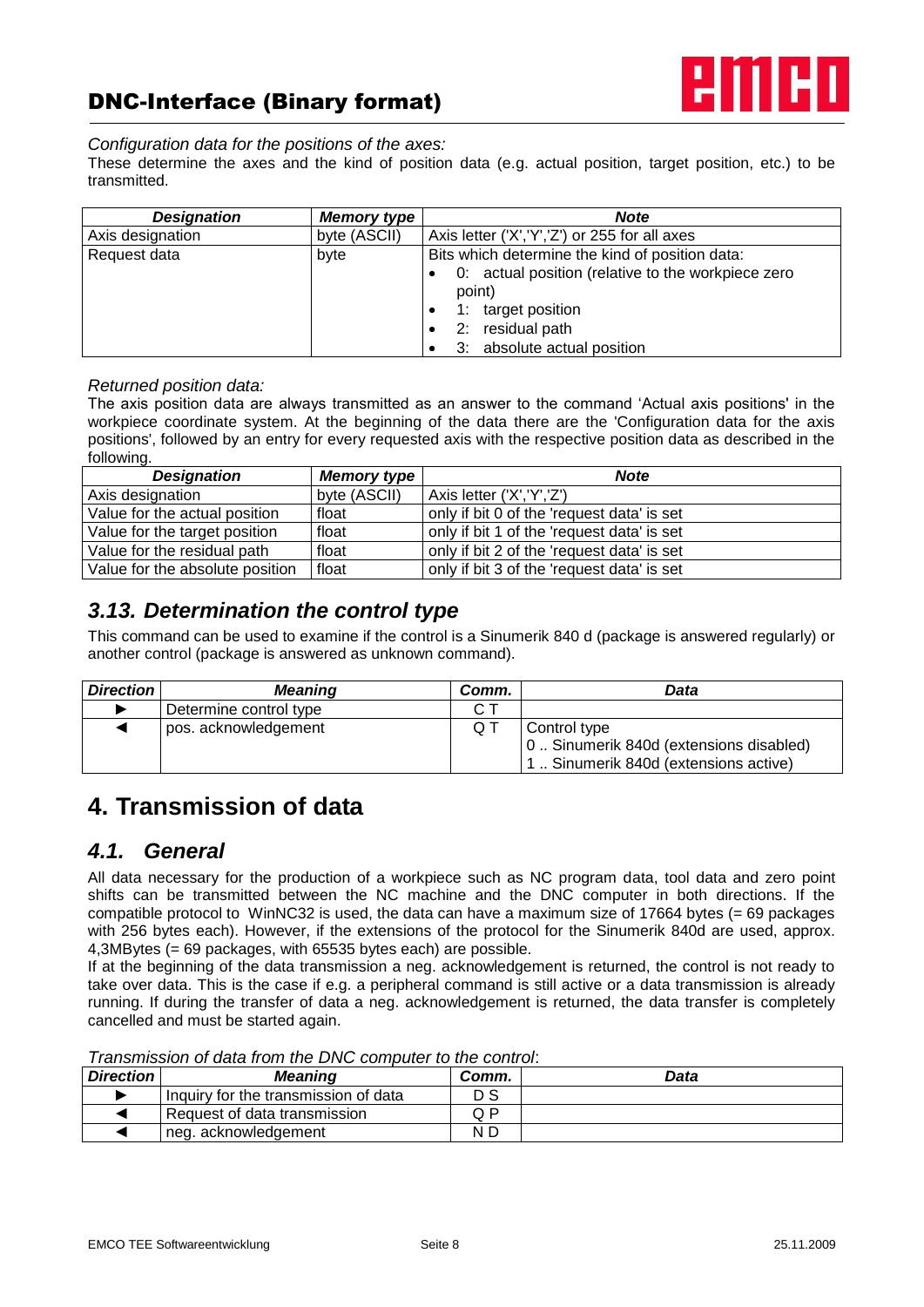*Configuration data for the positions of the axes:*

These determine the axes and the kind of position data (e.g. actual position, target position, etc.) to be transmitted.

| *Designation* | *Memory type* | *Note* |
|---|---|---|
| Axis designation | byte (ASCII) | Axis letter ('X','Y','Z') or 255 for all axes |
| Request data | byte | Bits which determine the kind of position data:<br>• 0: actual position (relative to the workpiece zero point)<br>• 1: target position<br>• 2: residual path<br>• 3: absolute actual position |

*Returned position data:*

The axis position data are always transmitted as an answer to the command 'Actual axis positions' in the workpiece coordinate system. At the beginning of the data there are the 'Configuration data for the axis positions', followed by an entry for every requested axis with the respective position data as described in the following.

| *Designation* | *Memory type* | *Note* |
|---|---|---|
| Axis designation | byte (ASCII) | Axis letter ('X','Y','Z') |
| Value for the actual position | float | only if bit 0 of the 'request data' is set |
| Value for the target position | float | only if bit 1 of the 'request data' is set |
| Value for the residual path | float | only if bit 2 of the 'request data' is set |
| Value for the absolute position | float | only if bit 3 of the 'request data' is set |

## *3.13. Determination the control type*

This command can be used to examine if the control is a Sinumerik 840 d (package is answered regularly) or another control (package is answered as unknown command).

| *Direction* | *Meaning* | *Comm.* | *Data* |
|---|---|---|---|
| ► | Determine control type | C T | |
| ◄ | pos. acknowledgement | Q T | Control type<br>0 .. Sinumerik 840d (extensions disabled)<br>1 .. Sinumerik 840d (extensions active) |

# 4. Transmission of data

## *4.1. General*

All data necessary for the production of a workpiece such as NC program data, tool data and zero point shifts can be transmitted between the NC machine and the DNC computer in both directions. If the compatible protocol to WinNC32 is used, the data can have a maximum size of 17664 bytes (= 69 packages with 256 bytes each). However, if the extensions of the protocol for the Sinumerik 840d are used, approx. 4,3MBytes (= 69 packages, with 65535 bytes each) are possible.

If at the beginning of the data transmission a neg. acknowledgement is returned, the control is not ready to take over data. This is the case if e.g. a peripheral command is still active or a data transmission is already running. If during the transfer of data a neg. acknowledgement is returned, the data transfer is completely cancelled and must be started again.

*Transmission of data from the DNC computer to the control*:

| *Direction* | *Meaning* | *Comm.* | *Data* |
|---|---|---|---|
| ► | Inquiry for the transmission of data | D S | |
| ◄ | Request of data transmission | Q P | |
| ◄ | neg. acknowledgement | N D | |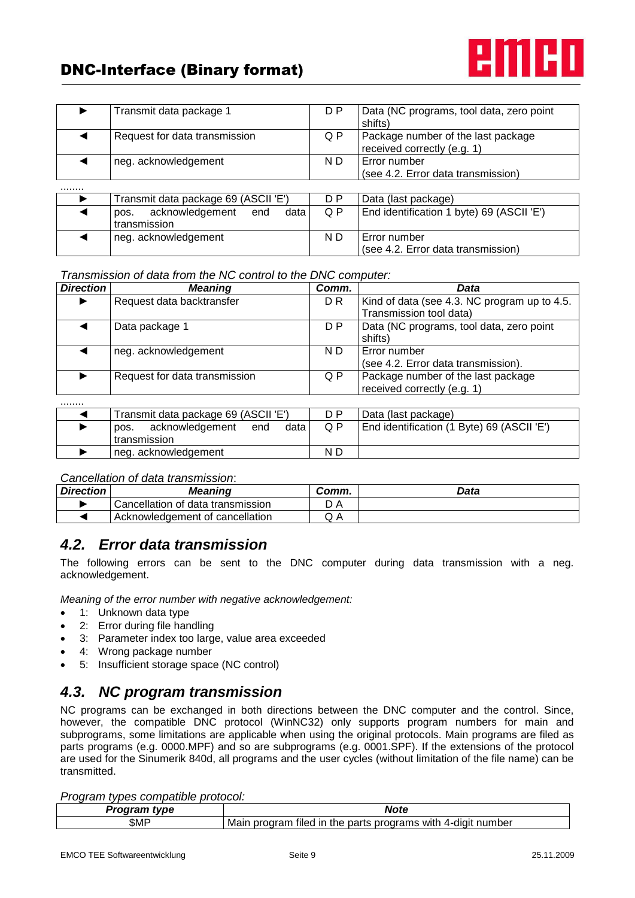| | | | |
|---|---|---|---|
| ► | Transmit data package 1 | D P | Data (NC programs, tool data, zero point shifts) |
| ◄ | Request for data transmission | Q P | Package number of the last package received correctly (e.g. 1) |
| ◄ | neg. acknowledgement | N D | Error number (see 4.2. Error data transmission) |

........

| | | | |
|---|---|---|---|
| ► | Transmit data package 69 (ASCII 'E') | D P | Data (last package) |
| ◄ | pos. acknowledgement end data transmission | Q P | End identification 1 byte) 69 (ASCII 'E') |
| ◄ | neg. acknowledgement | N D | Error number (see 4.2. Error data transmission) |

*Transmission of data from the NC control to the DNC computer:*

| ***Direction*** | ***Meaning*** | ***Comm.*** | ***Data*** |
|---|---|---|---|
| ► | Request data backtransfer | D R | Kind of data (see 4.3. NC program up to 4.5. Transmission tool data) |
| ◄ | Data package 1 | D P | Data (NC programs, tool data, zero point shifts) |
| ◄ | neg. acknowledgement | N D | Error number (see 4.2. Error data transmission). |
| ► | Request for data transmission | Q P | Package number of the last package received correctly (e.g. 1) |

........

| | | | |
|---|---|---|---|
| ◄ | Transmit data package 69 (ASCII 'E') | D P | Data (last package) |
| ► | pos. acknowledgement end data transmission | Q P | End identification (1 Byte) 69 (ASCII 'E') |
| ► | neg. acknowledgement | N D | |

*Cancellation of data transmission*:

| ***Direction*** | ***Meaning*** | ***Comm.*** | ***Data*** |
|---|---|---|---|
| ► | Cancellation of data transmission | D A | |
| ◄ | Acknowledgement of cancellation | Q A | |

## *4.2. Error data transmission*

The following errors can be sent to the DNC computer during data transmission with a neg. acknowledgement.

*Meaning of the error number with negative acknowledgement:*

- 1: Unknown data type
- 2: Error during file handling
- 3: Parameter index too large, value area exceeded
- 4: Wrong package number
- 5: Insufficient storage space (NC control)

## *4.3. NC program transmission*

NC programs can be exchanged in both directions between the DNC computer and the control. Since, however, the compatible DNC protocol (WinNC32) only supports program numbers for main and subprograms, some limitations are applicable when using the original protocols. Main programs are filed as parts programs (e.g. 0000.MPF) and so are subprograms (e.g. 0001.SPF). If the extensions of the protocol are used for the Sinumerik 840d, all programs and the user cycles (without limitation of the file name) can be transmitted.

*Program types compatible protocol:*

| ***Program type*** | ***Note*** |
|---|---|
| $MP | Main program filed in the parts programs with 4-digit number |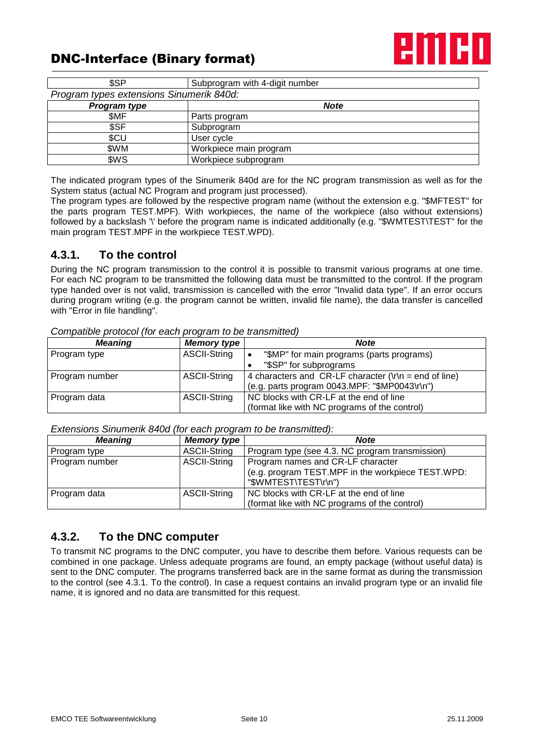| | |
|---|---|
| $SP | Subprogram with 4-digit number |

*Program types extensions Sinumerik 840d:*

| ***Program type*** | ***Note*** |
|---|---|
| $MF | Parts program |
| $SF | Subprogram |
| $CU | User cycle |
| $WM | Workpiece main program |
| $WS | Workpiece subprogram |

The indicated program types of the Sinumerik 840d are for the NC program transmission as well as for the System status (actual NC Program and program just processed).
The program types are followed by the respective program name (without the extension e.g. "$MFTEST" for the parts program TEST.MPF). With workpieces, the name of the workpiece (also without extensions) followed by a backslash '\' before the program name is indicated additionally (e.g. "$WMTEST\TEST" for the main program TEST.MPF in the workpiece TEST.WPD).

## 4.3.1. To the control

During the NC program transmission to the control it is possible to transmit various programs at one time. For each NC program to be transmitted the following data must be transmitted to the control. If the program type handed over is not valid, transmission is cancelled with the error "Invalid data type". If an error occurs during program writing (e.g. the program cannot be written, invalid file name), the data transfer is cancelled with "Error in file handling".

*Compatible protocol (for each program to be transmitted)*

| ***Meaning*** | ***Memory type*** | ***Note*** |
|---|---|---|
| Program type | ASCII-String | • "$MP" for main programs (parts programs)<br>• "$SP" for subprograms |
| Program number | ASCII-String | 4 characters and CR-LF character (\r\n = end of line)<br>(e.g. parts program 0043.MPF: "$MP0043\r\n") |
| Program data | ASCII-String | NC blocks with CR-LF at the end of line<br>(format like with NC programs of the control) |

*Extensions Sinumerik 840d (for each program to be transmitted):*

| ***Meaning*** | ***Memory type*** | ***Note*** |
|---|---|---|
| Program type | ASCII-String | Program type (see 4.3. NC program transmission) |
| Program number | ASCII-String | Program names and CR-LF character<br>(e.g. program TEST.MPF in the workpiece TEST.WPD:<br>"$WMTEST\TEST\r\n") |
| Program data | ASCII-String | NC blocks with CR-LF at the end of line<br>(format like with NC programs of the control) |

## 4.3.2. To the DNC computer

To transmit NC programs to the DNC computer, you have to describe them before. Various requests can be combined in one package. Unless adequate programs are found, an empty package (without useful data) is sent to the DNC computer. The programs transferred back are in the same format as during the transmission to the control (see 4.3.1. To the control). In case a request contains an invalid program type or an invalid file name, it is ignored and no data are transmitted for this request.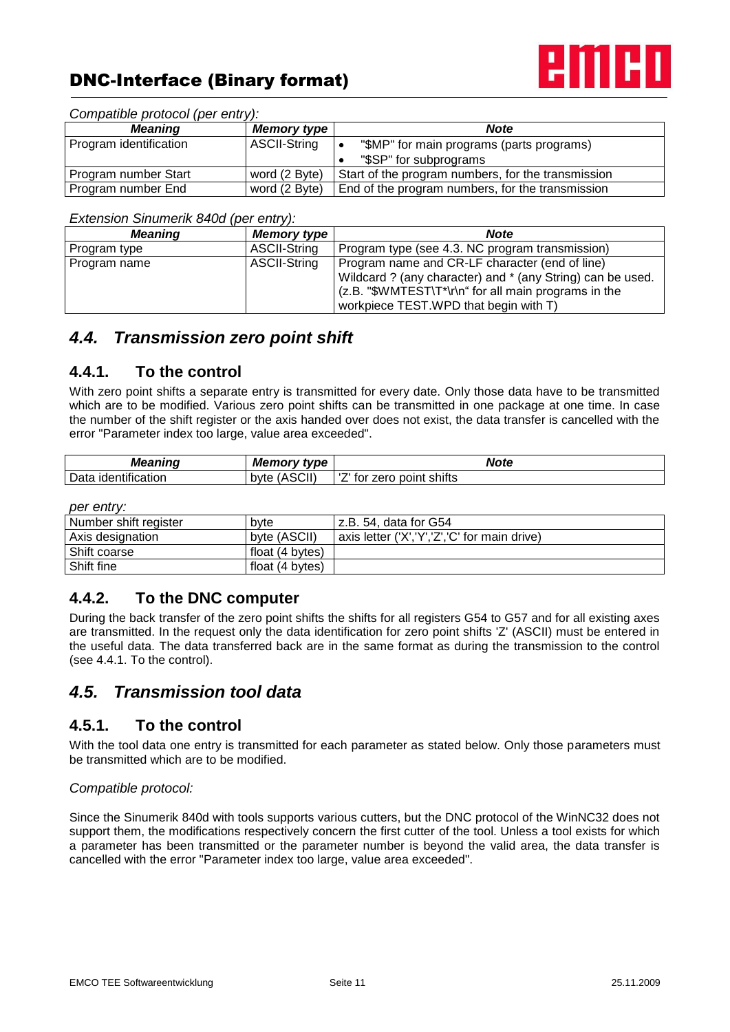*Compatible protocol (per entry):*

| Meaning | Memory type | Note |
|---|---|---|
| Program identification | ASCII-String | • "$MP" for main programs (parts programs)<br>• "$SP" for subprograms |
| Program number Start | word (2 Byte) | Start of the program numbers, for the transmission |
| Program number End | word (2 Byte) | End of the program numbers, for the transmission |

*Extension Sinumerik 840d (per entry):*

| Meaning | Memory type | Note |
|---|---|---|
| Program type | ASCII-String | Program type (see 4.3. NC program transmission) |
| Program name | ASCII-String | Program name and CR-LF character (end of line) Wildcard ? (any character) and * (any String) can be used. (z.B. "$WMTEST\T*\r\n" for all main programs in the workpiece TEST.WPD that begin with T) |

## *4.4. Transmission zero point shift*

### 4.4.1. To the control

With zero point shifts a separate entry is transmitted for every date. Only those data have to be transmitted which are to be modified. Various zero point shifts can be transmitted in one package at one time. In case the number of the shift register or the axis handed over does not exist, the data transfer is cancelled with the error "Parameter index too large, value area exceeded".

| Meaning | Memory type | Note |
|---|---|---|
| Data identification | byte (ASCII) | 'Z' for zero point shifts |
| *per entry:* | | |
| Number shift register | byte | z.B. 54, data for G54 |
| Axis designation | byte (ASCII) | axis letter ('X','Y','Z','C' for main drive) |
| Shift coarse | float (4 bytes) | |
| Shift fine | float (4 bytes) | |

### 4.4.2. To the DNC computer

During the back transfer of the zero point shifts the shifts for all registers G54 to G57 and for all existing axes are transmitted. In the request only the data identification for zero point shifts 'Z' (ASCII) must be entered in the useful data. The data transferred back are in the same format as during the transmission to the control (see 4.4.1. To the control).

## *4.5. Transmission tool data*

### 4.5.1. To the control

With the tool data one entry is transmitted for each parameter as stated below. Only those parameters must be transmitted which are to be modified.

*Compatible protocol:*

Since the Sinumerik 840d with tools supports various cutters, but the DNC protocol of the WinNC32 does not support them, the modifications respectively concern the first cutter of the tool. Unless a tool exists for which a parameter has been transmitted or the parameter number is beyond the valid area, the data transfer is cancelled with the error "Parameter index too large, value area exceeded".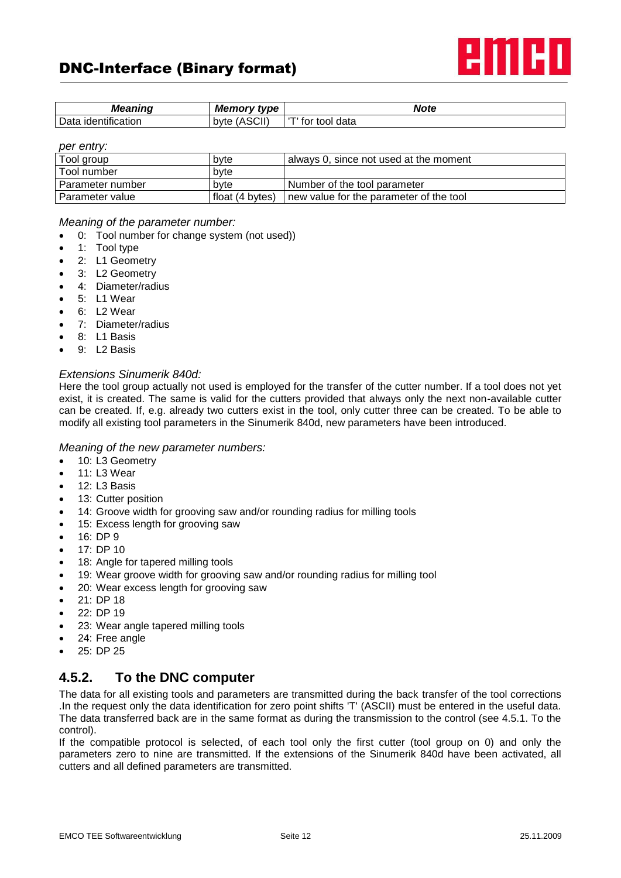| Meaning | Memory type | Note |
| --- | --- | --- |
| Data identification | byte (ASCII) | 'T' for tool data |

*per entry:*

| | | |
| --- | --- | --- |
| Tool group | byte | always 0, since not used at the moment |
| Tool number | byte | |
| Parameter number | byte | Number of the tool parameter |
| Parameter value | float (4 bytes) | new value for the parameter of the tool |

*Meaning of the parameter number:*

- 0: Tool number for change system (not used))
- 1: Tool type
- 2: L1 Geometry
- 3: L2 Geometry
- 4: Diameter/radius
- 5: L1 Wear
- 6: L2 Wear
- 7: Diameter/radius
- 8: L1 Basis
- 9: L2 Basis

*Extensions Sinumerik 840d:*

Here the tool group actually not used is employed for the transfer of the cutter number. If a tool does not yet exist, it is created. The same is valid for the cutters provided that always only the next non-available cutter can be created. If, e.g. already two cutters exist in the tool, only cutter three can be created. To be able to modify all existing tool parameters in the Sinumerik 840d, new parameters have been introduced.

*Meaning of the new parameter numbers:*

- 10: L3 Geometry
- 11: L3 Wear
- 12: L3 Basis
- 13: Cutter position
- 14: Groove width for grooving saw and/or rounding radius for milling tools
- 15: Excess length for grooving saw
- 16: DP 9
- 17: DP 10
- 18: Angle for tapered milling tools
- 19: Wear groove width for grooving saw and/or rounding radius for milling tool
- 20: Wear excess length for grooving saw
- 21: DP 18
- 22: DP 19
- 23: Wear angle tapered milling tools
- 24: Free angle
- 25: DP 25

## 4.5.2. To the DNC computer

The data for all existing tools and parameters are transmitted during the back transfer of the tool corrections .In the request only the data identification for zero point shifts 'T' (ASCII) must be entered in the useful data. The data transferred back are in the same format as during the transmission to the control (see 4.5.1. To the control).

If the compatible protocol is selected, of each tool only the first cutter (tool group on 0) and only the parameters zero to nine are transmitted. If the extensions of the Sinumerik 840d have been activated, all cutters and all defined parameters are transmitted.